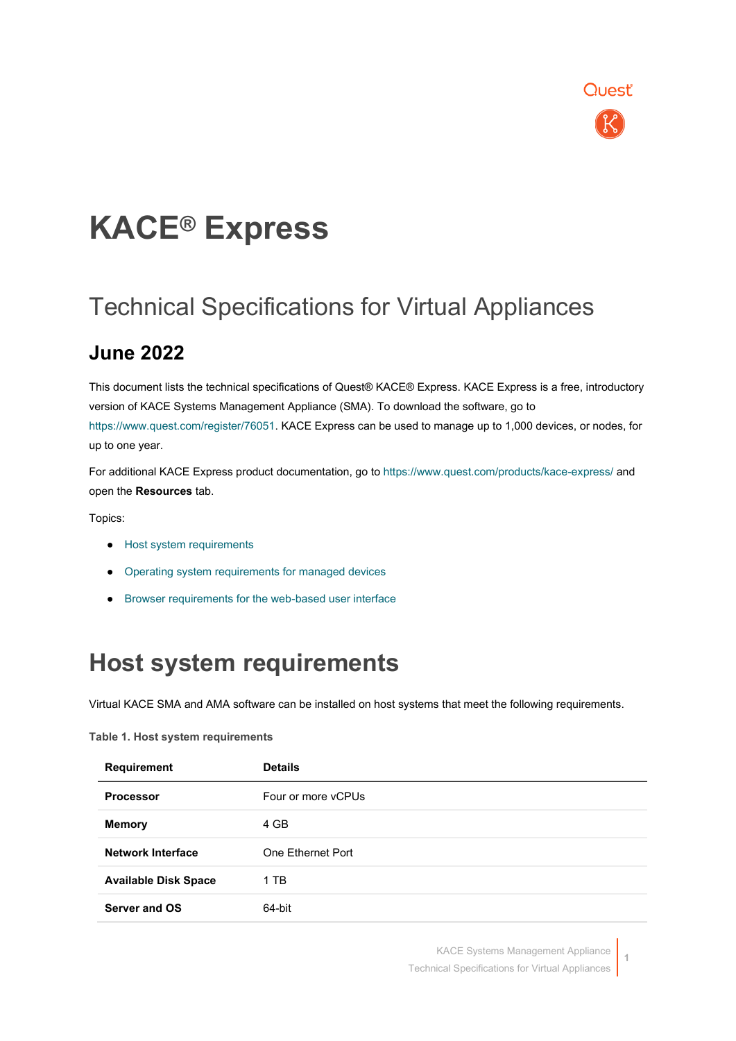# KACE® Express

## Technical Specifications for Virtual Appliances

### June 2022

This document lists the technical specifications of Quest® KACE® Express. KACE Express is a free, introductory version of KACE Systems Management Appliance (SMA). To download the software, go to https://www.quest.com/register/76051. KACE Express can be used to manage up to 1,000 devices, or nodes, for up to one year.

For additional KACE Express product documentation, go to https://www.quest.com/products/kace-express/ and open the **Resources** tab.

Topics:

- Host system requirements
- Operating system requirements for managed devices
- Browser requirements for the web-based user interface

# Host system requirements

Virtual KACE SMA and AMA software can be installed on host systems that meet the following requirements.

**Table 1. Host system requirements**

| Requirement | Details |
| --- | --- |
| **Processor** | Four or more vCPUs |
| **Memory** | 4 GB |
| **Network Interface** | One Ethernet Port |
| **Available Disk Space** | 1 TB |
| **Server and OS** | 64-bit |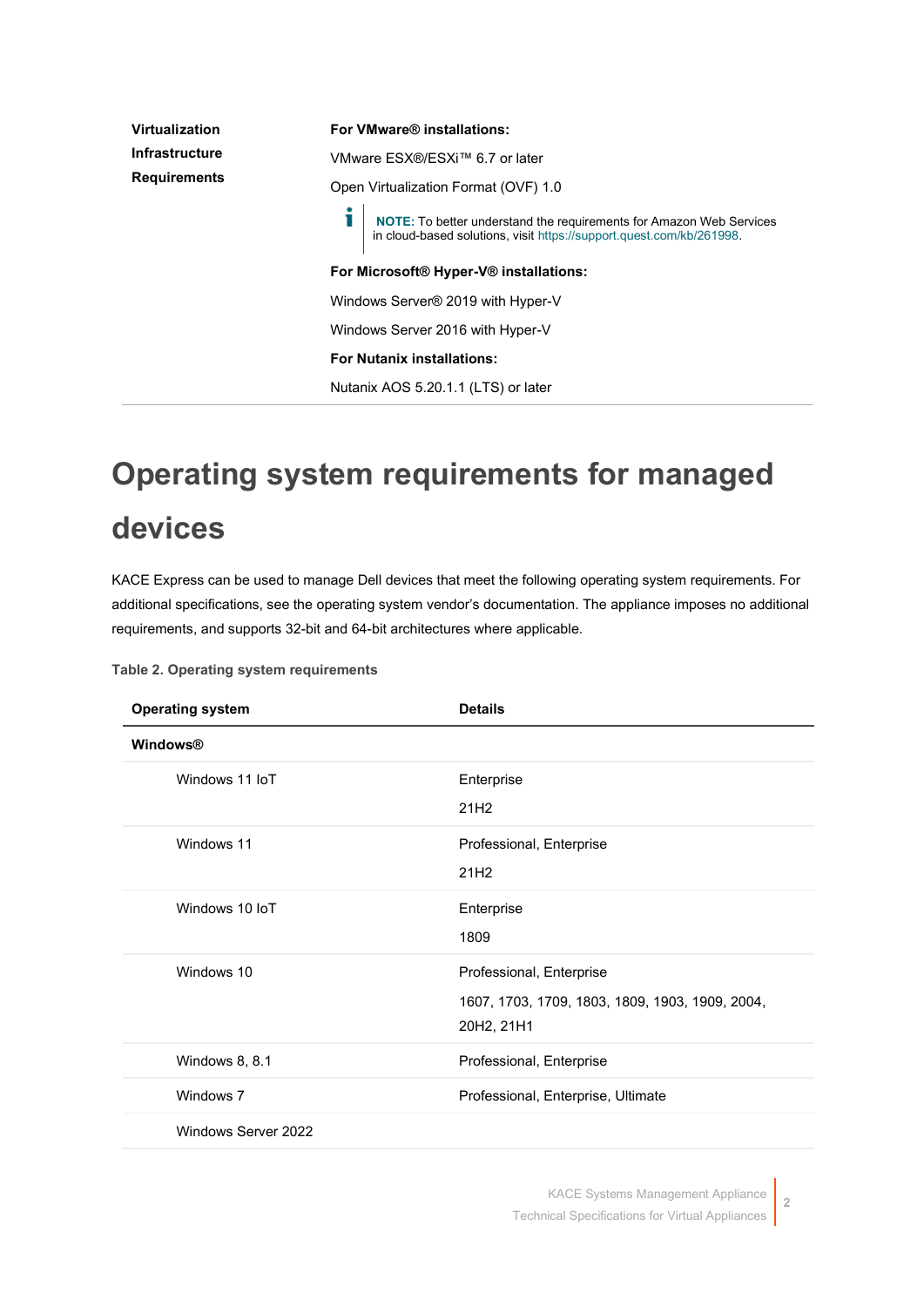| | |
|---|---|
| **Virtualization Infrastructure Requirements** | **For VMware® installations:**<br>VMware ESX®/ESXi™ 6.7 or later<br>Open Virtualization Format (OVF) 1.0<br>**NOTE:** To better understand the requirements for Amazon Web Services in cloud-based solutions, visit https://support.quest.com/kb/261998.<br>**For Microsoft® Hyper-V® installations:**<br>Windows Server® 2019 with Hyper-V<br>Windows Server 2016 with Hyper-V<br>**For Nutanix installations:**<br>Nutanix AOS 5.20.1.1 (LTS) or later |

# Operating system requirements for managed devices

KACE Express can be used to manage Dell devices that meet the following operating system requirements. For additional specifications, see the operating system vendor's documentation. The appliance imposes no additional requirements, and supports 32-bit and 64-bit architectures where applicable.

**Table 2. Operating system requirements**

| Operating system | Details |
|---|---|
| **Windows®** | |
| Windows 11 IoT | Enterprise<br>21H2 |
| Windows 11 | Professional, Enterprise<br>21H2 |
| Windows 10 IoT | Enterprise<br>1809 |
| Windows 10 | Professional, Enterprise<br>1607, 1703, 1709, 1803, 1809, 1903, 1909, 2004, 20H2, 21H1 |
| Windows 8, 8.1 | Professional, Enterprise |
| Windows 7 | Professional, Enterprise, Ultimate |
| Windows Server 2022 | |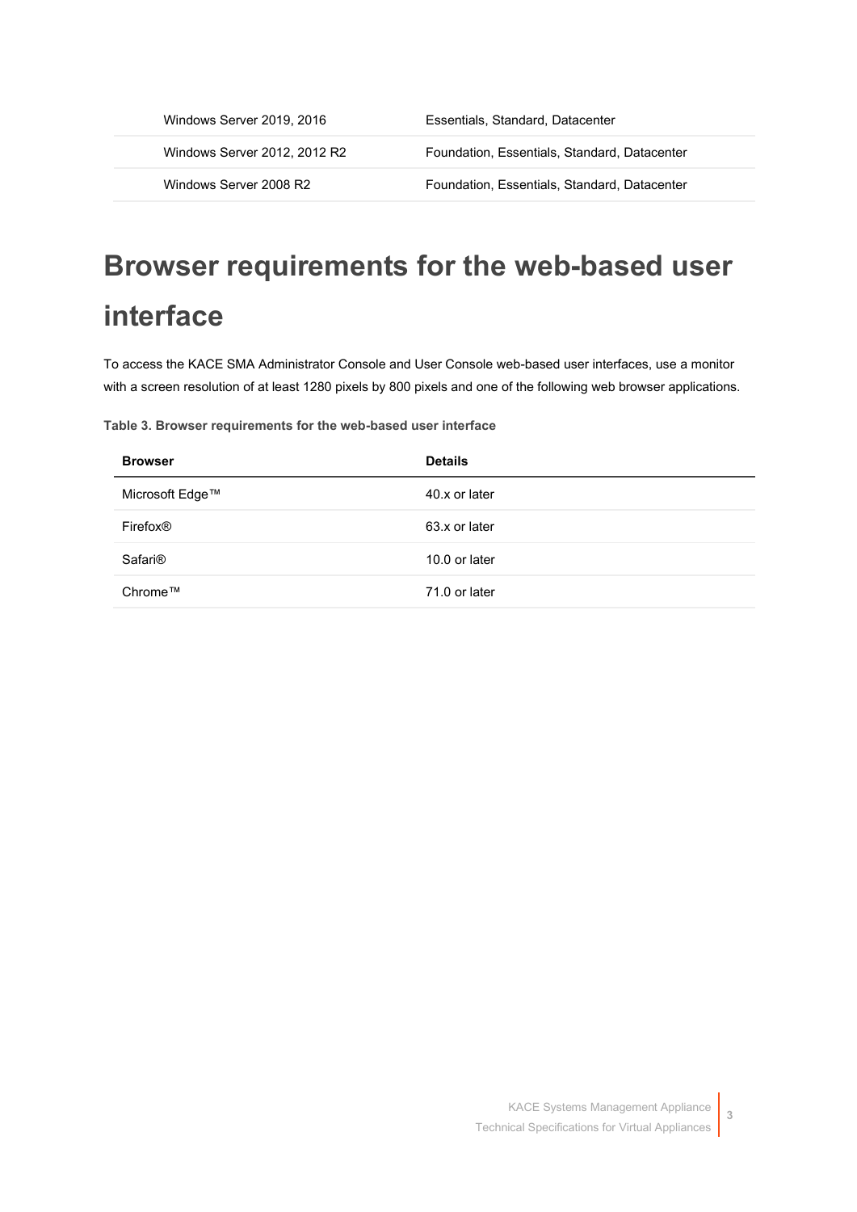| | |
|---|---|
| Windows Server 2019, 2016 | Essentials, Standard, Datacenter |
| Windows Server 2012, 2012 R2 | Foundation, Essentials, Standard, Datacenter |
| Windows Server 2008 R2 | Foundation, Essentials, Standard, Datacenter |

# Browser requirements for the web-based user interface

To access the KACE SMA Administrator Console and User Console web-based user interfaces, use a monitor with a screen resolution of at least 1280 pixels by 800 pixels and one of the following web browser applications.

**Table 3. Browser requirements for the web-based user interface**

| Browser | Details |
|---|---|
| Microsoft Edge™ | 40.x or later |
| Firefox® | 63.x or later |
| Safari® | 10.0 or later |
| Chrome™ | 71.0 or later |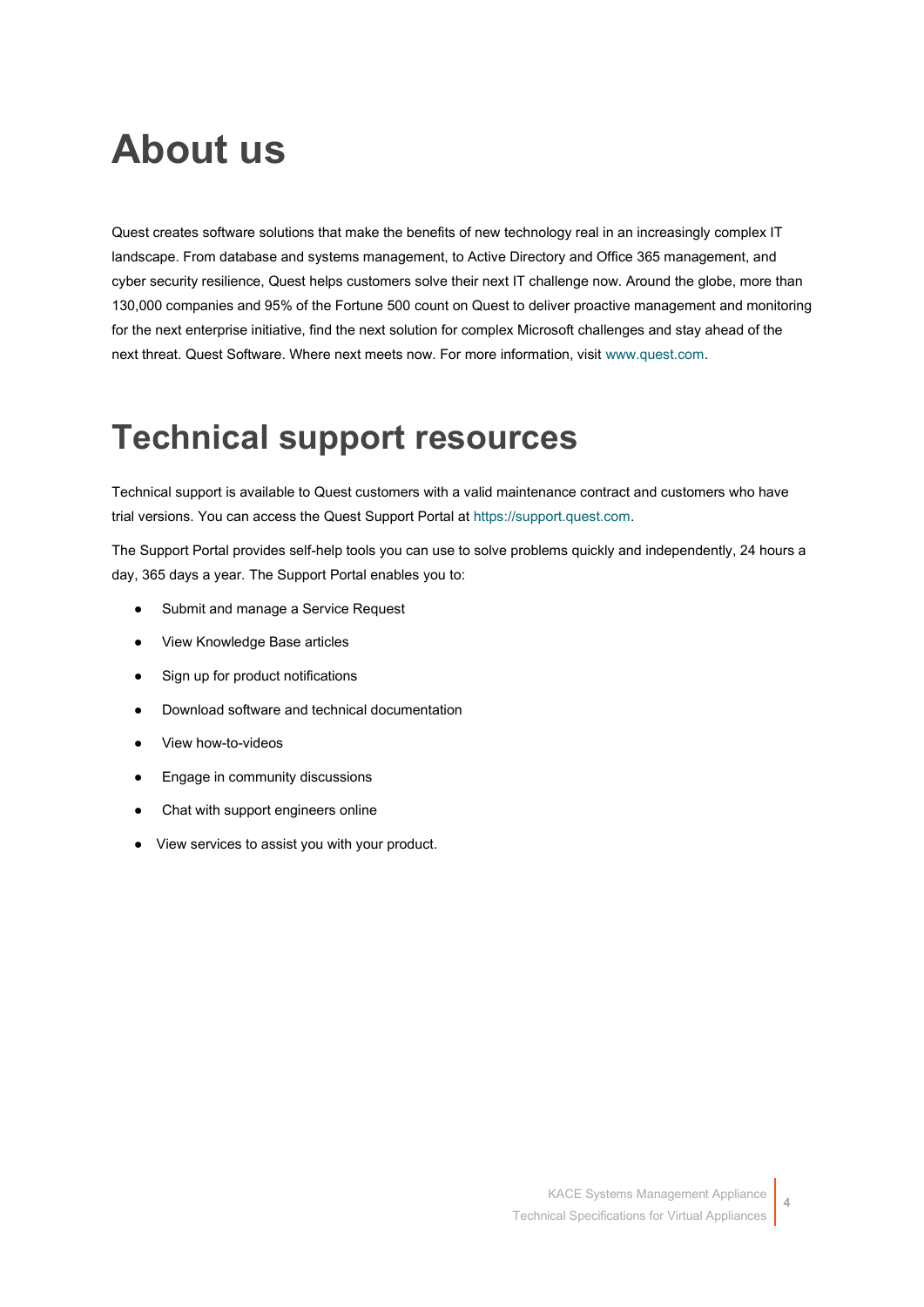# About us

Quest creates software solutions that make the benefits of new technology real in an increasingly complex IT landscape. From database and systems management, to Active Directory and Office 365 management, and cyber security resilience, Quest helps customers solve their next IT challenge now. Around the globe, more than 130,000 companies and 95% of the Fortune 500 count on Quest to deliver proactive management and monitoring for the next enterprise initiative, find the next solution for complex Microsoft challenges and stay ahead of the next threat. Quest Software. Where next meets now. For more information, visit www.quest.com.

# Technical support resources

Technical support is available to Quest customers with a valid maintenance contract and customers who have trial versions. You can access the Quest Support Portal at https://support.quest.com.

The Support Portal provides self-help tools you can use to solve problems quickly and independently, 24 hours a day, 365 days a year. The Support Portal enables you to:

- Submit and manage a Service Request
- View Knowledge Base articles
- Sign up for product notifications
- Download software and technical documentation
- View how-to-videos
- Engage in community discussions
- Chat with support engineers online
- View services to assist you with your product.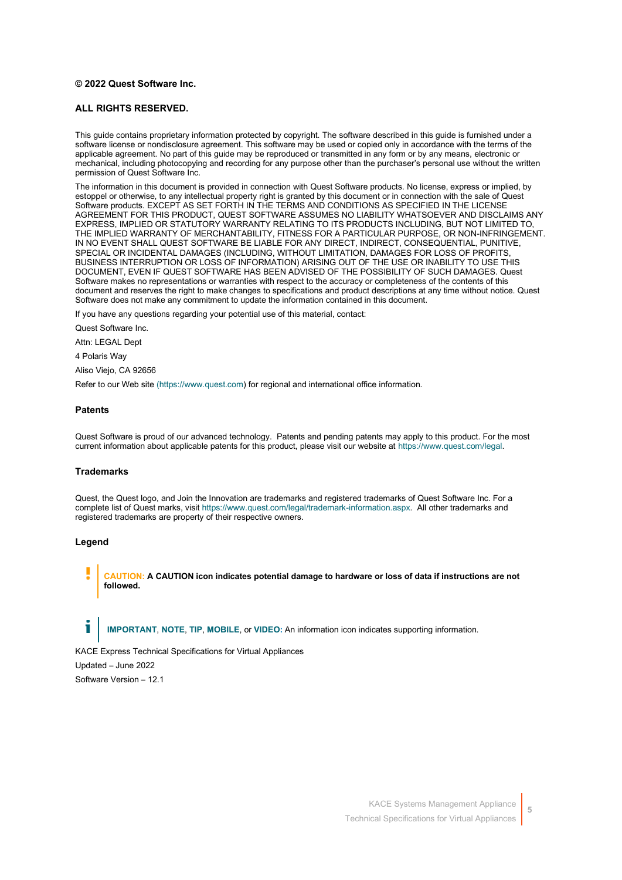**© 2022 Quest Software Inc.**

**ALL RIGHTS RESERVED.**

This guide contains proprietary information protected by copyright. The software described in this guide is furnished under a software license or nondisclosure agreement. This software may be used or copied only in accordance with the terms of the applicable agreement. No part of this guide may be reproduced or transmitted in any form or by any means, electronic or mechanical, including photocopying and recording for any purpose other than the purchaser's personal use without the written permission of Quest Software Inc.

The information in this document is provided in connection with Quest Software products. No license, express or implied, by estoppel or otherwise, to any intellectual property right is granted by this document or in connection with the sale of Quest Software products. EXCEPT AS SET FORTH IN THE TERMS AND CONDITIONS AS SPECIFIED IN THE LICENSE AGREEMENT FOR THIS PRODUCT, QUEST SOFTWARE ASSUMES NO LIABILITY WHATSOEVER AND DISCLAIMS ANY EXPRESS, IMPLIED OR STATUTORY WARRANTY RELATING TO ITS PRODUCTS INCLUDING, BUT NOT LIMITED TO, THE IMPLIED WARRANTY OF MERCHANTABILITY, FITNESS FOR A PARTICULAR PURPOSE, OR NON-INFRINGEMENT. IN NO EVENT SHALL QUEST SOFTWARE BE LIABLE FOR ANY DIRECT, INDIRECT, CONSEQUENTIAL, PUNITIVE, SPECIAL OR INCIDENTAL DAMAGES (INCLUDING, WITHOUT LIMITATION, DAMAGES FOR LOSS OF PROFITS, BUSINESS INTERRUPTION OR LOSS OF INFORMATION) ARISING OUT OF THE USE OR INABILITY TO USE THIS DOCUMENT, EVEN IF QUEST SOFTWARE HAS BEEN ADVISED OF THE POSSIBILITY OF SUCH DAMAGES. Quest Software makes no representations or warranties with respect to the accuracy or completeness of the contents of this document and reserves the right to make changes to specifications and product descriptions at any time without notice. Quest Software does not make any commitment to update the information contained in this document.

If you have any questions regarding your potential use of this material, contact:

Quest Software Inc.

Attn: LEGAL Dept

4 Polaris Way

Aliso Viejo, CA 92656

Refer to our Web site (https://www.quest.com) for regional and international office information.

### Patents

Quest Software is proud of our advanced technology. Patents and pending patents may apply to this product. For the most current information about applicable patents for this product, please visit our website at https://www.quest.com/legal.

### Trademarks

Quest, the Quest logo, and Join the Innovation are trademarks and registered trademarks of Quest Software Inc. For a complete list of Quest marks, visit https://www.quest.com/legal/trademark-information.aspx. All other trademarks and registered trademarks are property of their respective owners.

### Legend

**CAUTION: A CAUTION icon indicates potential damage to hardware or loss of data if instructions are not followed.**

**IMPORTANT**, **NOTE**, **TIP**, **MOBILE**, or **VIDEO:** An information icon indicates supporting information.

KACE Express Technical Specifications for Virtual Appliances

Updated – June 2022

Software Version – 12.1